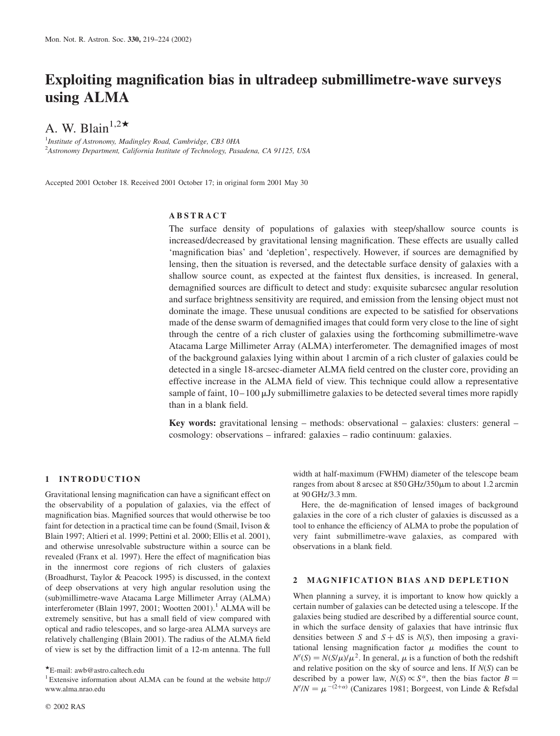# Exploiting magnification bias in ultradeep submillimetre-wave surveys using ALMA

A. W. Blain[1,2★]

[1]*Institute of Astronomy, Madingley Road, Cambridge, CB3 0HA*
[2]*Astronomy Department, California Institute of Technology, Pasadena, CA 91125, USA*

Accepted 2001 October 18. Received 2001 October 17; in original form 2001 May 30

## ABSTRACT

The surface density of populations of galaxies with steep/shallow source counts is increased/decreased by gravitational lensing magnification. These effects are usually called 'magnification bias' and 'depletion', respectively. However, if sources are demagnified by lensing, then the situation is reversed, and the detectable surface density of galaxies with a shallow source count, as expected at the faintest flux densities, is increased. In general, demagnified sources are difficult to detect and study: exquisite subarcsec angular resolution and surface brightness sensitivity are required, and emission from the lensing object must not dominate the image. These unusual conditions are expected to be satisfied for observations made of the dense swarm of demagnified images that could form very close to the line of sight through the centre of a rich cluster of galaxies using the forthcoming submillimetre-wave Atacama Large Millimeter Array (ALMA) interferometer. The demagnified images of most of the background galaxies lying within about 1 arcmin of a rich cluster of galaxies could be detected in a single 18-arcsec-diameter ALMA field centred on the cluster core, providing an effective increase in the ALMA field of view. This technique could allow a representative sample of faint, 10–100 μJy submillimetre galaxies to be detected several times more rapidly than in a blank field.

**Key words:** gravitational lensing – methods: observational – galaxies: clusters: general – cosmology: observations – infrared: galaxies – radio continuum: galaxies.

## 1 INTRODUCTION

Gravitational lensing magnification can have a significant effect on the observability of a population of galaxies, via the effect of magnification bias. Magnified sources that would otherwise be too faint for detection in a practical time can be found (Smail, Ivison & Blain 1997; Altieri et al. 1999; Pettini et al. 2000; Ellis et al. 2001), and otherwise unresolvable substructure within a source can be revealed (Franx et al. 1997). Here the effect of magnification bias in the innermost core regions of rich clusters of galaxies (Broadhurst, Taylor & Peacock 1995) is discussed, in the context of deep observations at very high angular resolution using the (sub)millimetre-wave Atacama Large Millimeter Array (ALMA) interferometer (Blain 1997, 2001; Wootten 2001).[1] ALMA will be extremely sensitive, but has a small field of view compared with optical and radio telescopes, and so large-area ALMA surveys are relatively challenging (Blain 2001). The radius of the ALMA field of view is set by the diffraction limit of a 12-m antenna. The full width at half-maximum (FWHM) diameter of the telescope beam ranges from about 8 arcsec at 850 GHz/350 μm to about 1.2 arcmin at 90 GHz/3.3 mm.

Here, the de-magnification of lensed images of background galaxies in the core of a rich cluster of galaxies is discussed as a tool to enhance the efficiency of ALMA to probe the population of very faint submillimetre-wave galaxies, as compared with observations in a blank field.

## 2 MAGNIFICATION BIAS AND DEPLETION

When planning a survey, it is important to know how quickly a certain number of galaxies can be detected using a telescope. If the galaxies being studied are described by a differential source count, in which the surface density of galaxies that have intrinsic flux densities between $S$ and $S + \mathrm{d}S$ is $N(S)$, then imposing a gravitational lensing magnification factor $\mu$ modifies the count to $N'(S) = N(S/\mu)/\mu^2$. In general, $\mu$ is a function of both the redshift and relative position on the sky of source and lens. If $N(S)$ can be described by a power law, $N(S) \propto S^{\alpha}$, then the bias factor $B = N'/N = \mu^{-(2+\alpha)}$ (Canizares 1981; Borgeest, von Linde & Refsdal

★E-mail: awb@astro.caltech.edu

[1] Extensive information about ALMA can be found at the website http://www.alma.nrao.edu

© 2002 RAS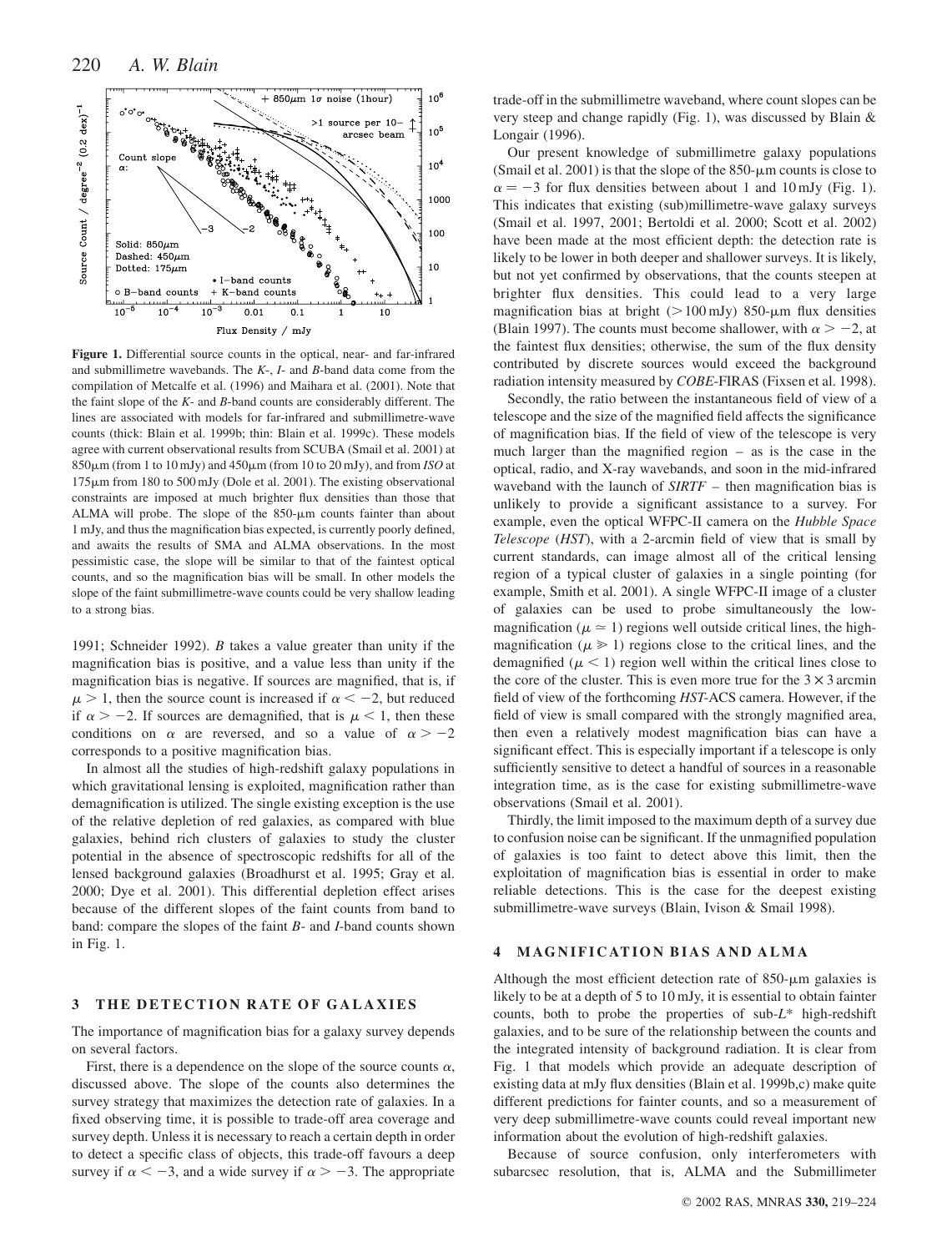**Figure 1.** Differential source counts in the optical, near- and far-infrared and submillimetre wavebands. The *K*-, *I*- and *B*-band data come from the compilation of Metcalfe et al. (1996) and Maihara et al. (2001). Note that the faint slope of the *K*- and *B*-band counts are considerably different. The lines are associated with models for far-infrared and submillimetre-wave counts (thick: Blain et al. 1999b; thin: Blain et al. 1999c). These models agree with current observational results from SCUBA (Smail et al. 2001) at 850μm (from 1 to 10 mJy) and 450μm (from 10 to 20 mJy), and from *ISO* at 175μm from 180 to 500 mJy (Dole et al. 2001). The existing observational constraints are imposed at much brighter flux densities than those that ALMA will probe. The slope of the 850-μm counts fainter than about 1 mJy, and thus the magnification bias expected, is currently poorly defined, and awaits the results of SMA and ALMA observations. In the most pessimistic case, the slope will be similar to that of the faintest optical counts, and so the magnification bias will be small. In other models the slope of the faint submillimetre-wave counts could be very shallow leading to a strong bias.

1991; Schneider 1992). $B$ takes a value greater than unity if the magnification bias is positive, and a value less than unity if the magnification bias is negative. If sources are magnified, that is, if $\mu > 1$, then the source count is increased if $\alpha < -2$, but reduced if $\alpha > -2$. If sources are demagnified, that is $\mu < 1$, then these conditions on $\alpha$ are reversed, and so a value of $\alpha > -2$ corresponds to a positive magnification bias.

In almost all the studies of high-redshift galaxy populations in which gravitational lensing is exploited, magnification rather than demagnification is utilized. The single existing exception is the use of the relative depletion of red galaxies, as compared with blue galaxies, behind rich clusters of galaxies to study the cluster potential in the absence of spectroscopic redshifts for all of the lensed background galaxies (Broadhurst et al. 1995; Gray et al. 2000; Dye et al. 2001). This differential depletion effect arises because of the different slopes of the faint counts from band to band: compare the slopes of the faint *B*- and *I*-band counts shown in Fig. 1.

## 3 THE DETECTION RATE OF GALAXIES

The importance of magnification bias for a galaxy survey depends on several factors.

First, there is a dependence on the slope of the source counts $\alpha$, discussed above. The slope of the counts also determines the survey strategy that maximizes the detection rate of galaxies. In a fixed observing time, it is possible to trade-off area coverage and survey depth. Unless it is necessary to reach a certain depth in order to detect a specific class of objects, this trade-off favours a deep survey if $\alpha < -3$, and a wide survey if $\alpha > -3$. The appropriate trade-off in the submillimetre waveband, where count slopes can be very steep and change rapidly (Fig. 1), was discussed by Blain & Longair (1996).

Our present knowledge of submillimetre galaxy populations (Smail et al. 2001) is that the slope of the 850-μm counts is close to $\alpha = -3$ for flux densities between about 1 and 10 mJy (Fig. 1). This indicates that existing (sub)millimetre-wave galaxy surveys (Smail et al. 1997, 2001; Bertoldi et al. 2000; Scott et al. 2002) have been made at the most efficient depth: the detection rate is likely to be lower in both deeper and shallower surveys. It is likely, but not yet confirmed by observations, that the counts steepen at brighter flux densities. This could lead to a very large magnification bias at bright (>100 mJy) 850-μm flux densities (Blain 1997). The counts must become shallower, with $\alpha > -2$, at the faintest flux densities; otherwise, the sum of the flux density contributed by discrete sources would exceed the background radiation intensity measured by *COBE*-FIRAS (Fixsen et al. 1998).

Secondly, the ratio between the instantaneous field of view of a telescope and the size of the magnified field affects the significance of magnification bias. If the field of view of the telescope is very much larger than the magnified region – as is the case in the optical, radio, and X-ray wavebands, and soon in the mid-infrared waveband with the launch of *SIRTF* – then magnification bias is unlikely to provide a significant assistance to a survey. For example, even the optical WFPC-II camera on the *Hubble Space Telescope* (*HST*), with a 2-arcmin field of view that is small by current standards, can image almost all of the critical lensing region of a typical cluster of galaxies in a single pointing (for example, Smith et al. 2001). A single WFPC-II image of a cluster of galaxies can be used to probe simultaneously the low-magnification ($\mu \simeq 1$) regions well outside critical lines, the high-magnification ($\mu \gg 1$) regions close to the critical lines, and the demagnified ($\mu < 1$) region well within the critical lines close to the core of the cluster. This is even more true for the $3 \times 3$ arcmin field of view of the forthcoming *HST*-ACS camera. However, if the field of view is small compared with the strongly magnified area, then even a relatively modest magnification bias can have a significant effect. This is especially important if a telescope is only sufficiently sensitive to detect a handful of sources in a reasonable integration time, as is the case for existing submillimetre-wave observations (Smail et al. 2001).

Thirdly, the limit imposed to the maximum depth of a survey due to confusion noise can be significant. If the unmagnified population of galaxies is too faint to detect above this limit, then the exploitation of magnification bias is essential in order to make reliable detections. This is the case for the deepest existing submillimetre-wave surveys (Blain, Ivison & Smail 1998).

## 4 MAGNIFICATION BIAS AND ALMA

Although the most efficient detection rate of 850-μm galaxies is likely to be at a depth of 5 to 10 mJy, it is essential to obtain fainter counts, both to probe the properties of sub-$L^*$ high-redshift galaxies, and to be sure of the relationship between the counts and the integrated intensity of background radiation. It is clear from Fig. 1 that models which provide an adequate description of existing data at mJy flux densities (Blain et al. 1999b,c) make quite different predictions for fainter counts, and so a measurement of very deep submillimetre-wave counts could reveal important new information about the evolution of high-redshift galaxies.

Because of source confusion, only interferometers with subarcsec resolution, that is, ALMA and the Submillimeter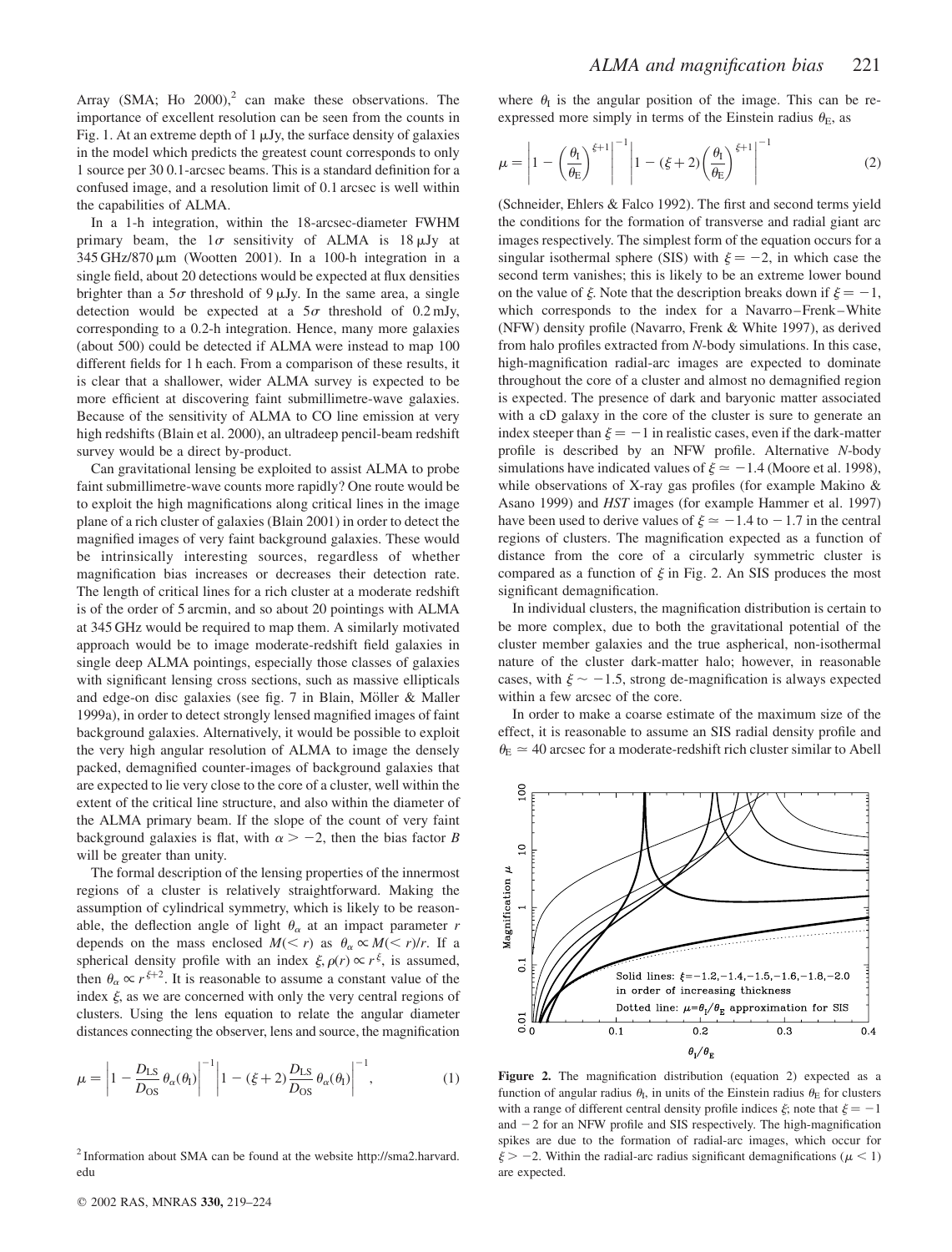Array (SMA; Ho 2000),[2] can make these observations. The importance of excellent resolution can be seen from the counts in Fig. 1. At an extreme depth of 1 μJy, the surface density of galaxies in the model which predicts the greatest count corresponds to only 1 source per 30 0.1-arcsec beams. This is a standard definition for a confused image, and a resolution limit of 0.1 arcsec is well within the capabilities of ALMA.

In a 1-h integration, within the 18-arcsec-diameter FWHM primary beam, the $1\sigma$ sensitivity of ALMA is 18 μJy at 345 GHz/870 μm (Wootten 2001). In a 100-h integration in a single field, about 20 detections would be expected at flux densities brighter than a $5\sigma$ threshold of 9 μJy. In the same area, a single detection would be expected at a $5\sigma$ threshold of 0.2 mJy, corresponding to a 0.2-h integration. Hence, many more galaxies (about 500) could be detected if ALMA were instead to map 100 different fields for 1 h each. From a comparison of these results, it is clear that a shallower, wider ALMA survey is expected to be more efficient at discovering faint submillimetre-wave galaxies. Because of the sensitivity of ALMA to CO line emission at very high redshifts (Blain et al. 2000), an ultradeep pencil-beam redshift survey would be a direct by-product.

Can gravitational lensing be exploited to assist ALMA to probe faint submillimetre-wave counts more rapidly? One route would be to exploit the high magnifications along critical lines in the image plane of a rich cluster of galaxies (Blain 2001) in order to detect the magnified images of very faint background galaxies. These would be intrinsically interesting sources, regardless of whether magnification bias increases or decreases their detection rate. The length of critical lines for a rich cluster at a moderate redshift is of the order of 5 arcmin, and so about 20 pointings with ALMA at 345 GHz would be required to map them. A similarly motivated approach would be to image moderate-redshift field galaxies in single deep ALMA pointings, especially those classes of galaxies with significant lensing cross sections, such as massive ellipticals and edge-on disc galaxies (see fig. 7 in Blain, Möller & Maller 1999a), in order to detect strongly lensed magnified images of faint background galaxies. Alternatively, it would be possible to exploit the very high angular resolution of ALMA to image the densely packed, demagnified counter-images of background galaxies that are expected to lie very close to the core of a cluster, well within the extent of the critical line structure, and also within the diameter of the ALMA primary beam. If the slope of the count of very faint background galaxies is flat, with $\alpha > -2$, then the bias factor $B$ will be greater than unity.

The formal description of the lensing properties of the innermost regions of a cluster is relatively straightforward. Making the assumption of cylindrical symmetry, which is likely to be reasonable, the deflection angle of light $\theta_\alpha$ at an impact parameter $r$ depends on the mass enclosed $M(<r)$ as $\theta_\alpha \propto M(<r)/r$. If a spherical density profile with an index $\xi$, $\rho(r) \propto r^{\xi}$, is assumed, then $\theta_\alpha \propto r^{\xi+2}$. It is reasonable to assume a constant value of the index $\xi$, as we are concerned with only the very central regions of clusters. Using the lens equation to relate the angular diameter distances connecting the observer, lens and source, the magnification

$$\mu = \left| 1 - \frac{D_{\mathrm{LS}}}{D_{\mathrm{OS}}}\,\theta_\alpha(\theta_\mathrm{I}) \right|^{-1} \left| 1 - (\xi+2)\frac{D_{\mathrm{LS}}}{D_{\mathrm{OS}}}\,\theta_\alpha(\theta_\mathrm{I}) \right|^{-1}, \tag{1}$$

where $\theta_\mathrm{I}$ is the angular position of the image. This can be re-expressed more simply in terms of the Einstein radius $\theta_\mathrm{E}$, as

$$\mu = \left| 1 - \left(\frac{\theta_\mathrm{I}}{\theta_\mathrm{E}}\right)^{\xi+1} \right|^{-1} \left| 1 - (\xi+2)\left(\frac{\theta_\mathrm{I}}{\theta_\mathrm{E}}\right)^{\xi+1} \right|^{-1} \tag{2}$$

(Schneider, Ehlers & Falco 1992). The first and second terms yield the conditions for the formation of transverse and radial giant arc images respectively. The simplest form of the equation occurs for a singular isothermal sphere (SIS) with $\xi = -2$, in which case the second term vanishes; this is likely to be an extreme lower bound on the value of $\xi$. Note that the description breaks down if $\xi = -1$, which corresponds to the index for a Navarro–Frenk–White (NFW) density profile (Navarro, Frenk & White 1997), as derived from halo profiles extracted from *N*-body simulations. In this case, high-magnification radial-arc images are expected to dominate throughout the core of a cluster and almost no demagnified region is expected. The presence of dark and baryonic matter associated with a cD galaxy in the core of the cluster is sure to generate an index steeper than $\xi = -1$ in realistic cases, even if the dark-matter profile is described by an NFW profile. Alternative *N*-body simulations have indicated values of $\xi \simeq -1.4$ (Moore et al. 1998), while observations of X-ray gas profiles (for example Makino & Asano 1999) and *HST* images (for example Hammer et al. 1997) have been used to derive values of $\xi \simeq -1.4$ to $-1.7$ in the central regions of clusters. The magnification expected as a function of distance from the core of a circularly symmetric cluster is compared as a function of $\xi$ in Fig. 2. An SIS produces the most significant demagnification.

In individual clusters, the magnification distribution is certain to be more complex, due to both the gravitational potential of the cluster member galaxies and the true aspherical, non-isothermal nature of the cluster dark-matter halo; however, in reasonable cases, with $\xi \sim -1.5$, strong de-magnification is always expected within a few arcsec of the core.

In order to make a coarse estimate of the maximum size of the effect, it is reasonable to assume an SIS radial density profile and $\theta_\mathrm{E} \simeq 40$ arcsec for a moderate-redshift rich cluster similar to Abell

**Figure 2.** The magnification distribution (equation 2) expected as a function of angular radius $\theta_\mathrm{I}$, in units of the Einstein radius $\theta_\mathrm{E}$ for clusters with a range of different central density profile indices $\xi$; note that $\xi = -1$ and $-2$ for an NFW profile and SIS respectively. The high-magnification spikes are due to the formation of radial-arc images, which occur for $\xi > -2$. Within the radial-arc radius significant demagnifications ($\mu < 1$) are expected.

[2] Information about SMA can be found at the website http://sma2.harvard.edu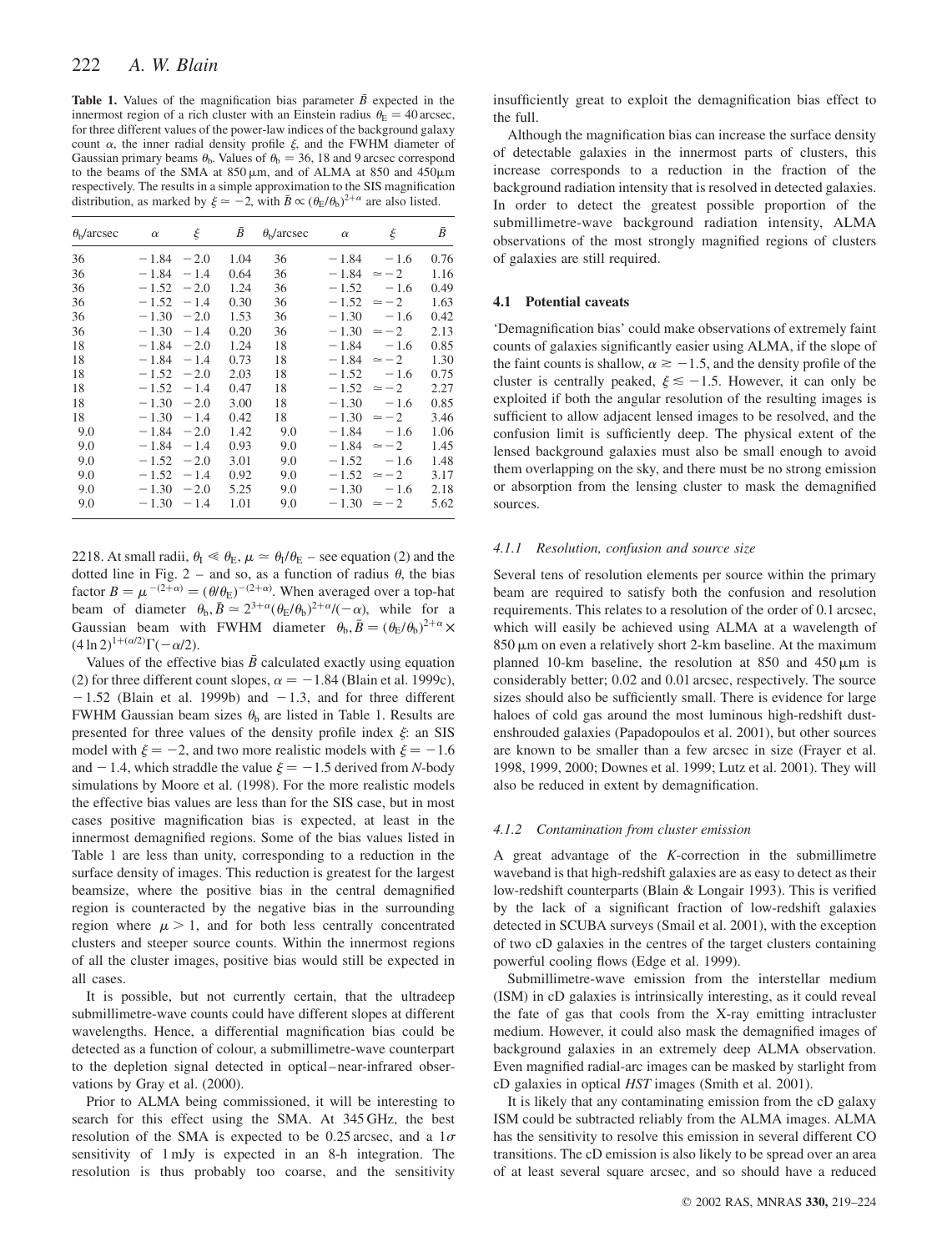**Table 1.** Values of the magnification bias parameter $\bar{B}$ expected in the innermost region of a rich cluster with an Einstein radius $\theta_E = 40$ arcsec, for three different values of the power-law indices of the background galaxy count $\alpha$, the inner radial density profile $\xi$, and the FWHM diameter of Gaussian primary beams $\theta_b$. Values of $\theta_b = 36$, 18 and 9 arcsec correspond to the beams of the SMA at 850 μm, and of ALMA at 850 and 450μm respectively. The results in a simple approximation to the SIS magnification distribution, as marked by $\xi \simeq -2$, with $\bar{B} \propto (\theta_E/\theta_b)^{2+\alpha}$ are also listed.

| $\theta_b$/arcsec | $\alpha$ | $\xi$ | $\bar{B}$ | $\theta_b$/arcsec | $\alpha$ | $\xi$ | $\bar{B}$ |
|---|---|---|---|---|---|---|---|
| 36 | −1.84 | −2.0 | 1.04 | 36 | −1.84 | −1.6 | 0.76 |
| 36 | −1.84 | −1.4 | 0.64 | 36 | −1.84 | $\simeq -2$ | 1.16 |
| 36 | −1.52 | −2.0 | 1.24 | 36 | −1.52 | −1.6 | 0.49 |
| 36 | −1.52 | −1.4 | 0.30 | 36 | −1.52 | $\simeq -2$ | 1.63 |
| 36 | −1.30 | −2.0 | 1.53 | 36 | −1.30 | −1.6 | 0.42 |
| 36 | −1.30 | −1.4 | 0.20 | 36 | −1.30 | $\simeq -2$ | 2.13 |
| 18 | −1.84 | −2.0 | 1.24 | 18 | −1.84 | −1.6 | 0.85 |
| 18 | −1.84 | −1.4 | 0.73 | 18 | −1.84 | $\simeq -2$ | 1.30 |
| 18 | −1.52 | −2.0 | 2.03 | 18 | −1.52 | −1.6 | 0.75 |
| 18 | −1.52 | −1.4 | 0.47 | 18 | −1.52 | $\simeq -2$ | 2.27 |
| 18 | −1.30 | −2.0 | 3.00 | 18 | −1.30 | −1.6 | 0.85 |
| 18 | −1.30 | −1.4 | 0.42 | 18 | −1.30 | $\simeq -2$ | 3.46 |
| 9.0 | −1.84 | −2.0 | 1.42 | 9.0 | −1.84 | −1.6 | 1.06 |
| 9.0 | −1.84 | −1.4 | 0.93 | 9.0 | −1.84 | $\simeq -2$ | 1.45 |
| 9.0 | −1.52 | −2.0 | 3.01 | 9.0 | −1.52 | −1.6 | 1.48 |
| 9.0 | −1.52 | −1.4 | 0.92 | 9.0 | −1.52 | $\simeq -2$ | 3.17 |
| 9.0 | −1.30 | −2.0 | 5.25 | 9.0 | −1.30 | −1.6 | 2.18 |
| 9.0 | −1.30 | −1.4 | 1.01 | 9.0 | −1.30 | $\simeq -2$ | 5.62 |

2218. At small radii, $\theta_I \ll \theta_E$, $\mu \simeq \theta_I/\theta_E$ – see equation (2) and the dotted line in Fig. 2 – and so, as a function of radius $\theta$, the bias factor $B = \mu^{-(2+\alpha)} = (\theta/\theta_E)^{-(2+\alpha)}$. When averaged over a top-hat beam of diameter $\theta_b, \bar{B} \simeq 2^{3+\alpha}(\theta_E/\theta_b)^{2+\alpha}/(-\alpha)$, while for a Gaussian beam with FWHM diameter $\theta_b, \bar{B} = (\theta_E/\theta_b)^{2+\alpha} \times (4\ln 2)^{1+(\alpha/2)}\Gamma(-\alpha/2)$.

Values of the effective bias $\bar{B}$ calculated exactly using equation (2) for three different count slopes, $\alpha = -1.84$ (Blain et al. 1999c), $-1.52$ (Blain et al. 1999b) and $-1.3$, and for three different FWHM Gaussian beam sizes $\theta_b$ are listed in Table 1. Results are presented for three values of the density profile index $\xi$: an SIS model with $\xi = -2$, and two more realistic models with $\xi = -1.6$ and $-1.4$, which straddle the value $\xi = -1.5$ derived from *N*-body simulations by Moore et al. (1998). For the more realistic models the effective bias values are less than for the SIS case, but in most cases positive magnification bias is expected, at least in the innermost demagnified regions. Some of the bias values listed in Table 1 are less than unity, corresponding to a reduction in the surface density of images. This reduction is greatest for the largest beamsize, where the positive bias in the central demagnified region is counteracted by the negative bias in the surrounding region where $\mu > 1$, and for both less centrally concentrated clusters and steeper source counts. Within the innermost regions of all the cluster images, positive bias would still be expected in all cases.

It is possible, but not currently certain, that the ultradeep submillimetre-wave counts could have different slopes at different wavelengths. Hence, a differential magnification bias could be detected as a function of colour, a submillimetre-wave counterpart to the depletion signal detected in optical–near-infrared observations by Gray et al. (2000).

Prior to ALMA being commissioned, it will be interesting to search for this effect using the SMA. At 345 GHz, the best resolution of the SMA is expected to be 0.25 arcsec, and a $1\sigma$ sensitivity of 1 mJy is expected in an 8-h integration. The resolution is thus probably too coarse, and the sensitivity insufficiently great to exploit the demagnification bias effect to the full.

Although the magnification bias can increase the surface density of detectable galaxies in the innermost parts of clusters, this increase corresponds to a reduction in the fraction of the background radiation intensity that is resolved in detected galaxies. In order to detect the greatest possible proportion of the submillimetre-wave background radiation intensity, ALMA observations of the most strongly magnified regions of clusters of galaxies are still required.

### 4.1 Potential caveats

'Demagnification bias' could make observations of extremely faint counts of galaxies significantly easier using ALMA, if the slope of the faint counts is shallow, $\alpha \gtrsim -1.5$, and the density profile of the cluster is centrally peaked, $\xi \lesssim -1.5$. However, it can only be exploited if both the angular resolution of the resulting images is sufficient to allow adjacent lensed images to be resolved, and the confusion limit is sufficiently deep. The physical extent of the lensed background galaxies must also be small enough to avoid them overlapping on the sky, and there must be no strong emission or absorption from the lensing cluster to mask the demagnified sources.

#### *4.1.1 Resolution, confusion and source size*

Several tens of resolution elements per source within the primary beam are required to satisfy both the confusion and resolution requirements. This relates to a resolution of the order of 0.1 arcsec, which will easily be achieved using ALMA at a wavelength of 850 μm on even a relatively short 2-km baseline. At the maximum planned 10-km baseline, the resolution at 850 and 450 μm is considerably better; 0.02 and 0.01 arcsec, respectively. The source sizes should also be sufficiently small. There is evidence for large haloes of cold gas around the most luminous high-redshift dust-enshrouded galaxies (Papadopoulos et al. 2001), but other sources are known to be smaller than a few arcsec in size (Frayer et al. 1998, 1999, 2000; Downes et al. 1999; Lutz et al. 2001). They will also be reduced in extent by demagnification.

#### *4.1.2 Contamination from cluster emission*

A great advantage of the *K*-correction in the submillimetre waveband is that high-redshift galaxies are as easy to detect as their low-redshift counterparts (Blain & Longair 1993). This is verified by the lack of a significant fraction of low-redshift galaxies detected in SCUBA surveys (Smail et al. 2001), with the exception of two cD galaxies in the centres of the target clusters containing powerful cooling flows (Edge et al. 1999).

Submillimetre-wave emission from the interstellar medium (ISM) in cD galaxies is intrinsically interesting, as it could reveal the fate of gas that cools from the X-ray emitting intracluster medium. However, it could also mask the demagnified images of background galaxies in an extremely deep ALMA observation. Even magnified radial-arc images can be masked by starlight from cD galaxies in optical *HST* images (Smith et al. 2001).

It is likely that any contaminating emission from the cD galaxy ISM could be subtracted reliably from the ALMA images. ALMA has the sensitivity to resolve this emission in several different CO transitions. The cD emission is also likely to be spread over an area of at least several square arcsec, and so should have a reduced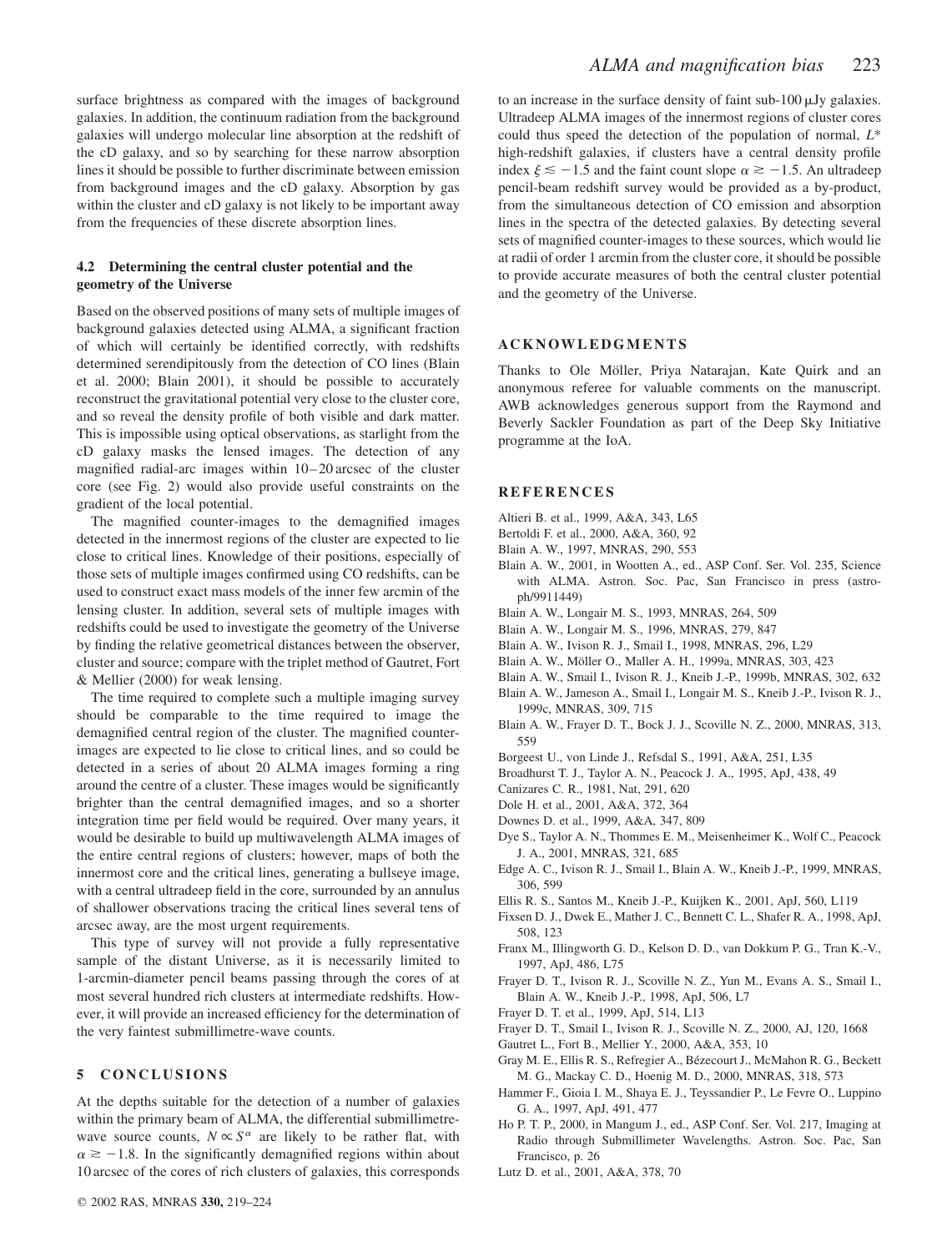surface brightness as compared with the images of background galaxies. In addition, the continuum radiation from the background galaxies will undergo molecular line absorption at the redshift of the cD galaxy, and so by searching for these narrow absorption lines it should be possible to further discriminate between emission from background images and the cD galaxy. Absorption by gas within the cluster and cD galaxy is not likely to be important away from the frequencies of these discrete absorption lines.

### 4.2 Determining the central cluster potential and the geometry of the Universe

Based on the observed positions of many sets of multiple images of background galaxies detected using ALMA, a significant fraction of which will certainly be identified correctly, with redshifts determined serendipitously from the detection of CO lines (Blain et al. 2000; Blain 2001), it should be possible to accurately reconstruct the gravitational potential very close to the cluster core, and so reveal the density profile of both visible and dark matter. This is impossible using optical observations, as starlight from the cD galaxy masks the lensed images. The detection of any magnified radial-arc images within 10–20 arcsec of the cluster core (see Fig. 2) would also provide useful constraints on the gradient of the local potential.

The magnified counter-images to the demagnified images detected in the innermost regions of the cluster are expected to lie close to critical lines. Knowledge of their positions, especially of those sets of multiple images confirmed using CO redshifts, can be used to construct exact mass models of the inner few arcmin of the lensing cluster. In addition, several sets of multiple images with redshifts could be used to investigate the geometry of the Universe by finding the relative geometrical distances between the observer, cluster and source; compare with the triplet method of Gautret, Fort & Mellier (2000) for weak lensing.

The time required to complete such a multiple imaging survey should be comparable to the time required to image the demagnified central region of the cluster. The magnified counter-images are expected to lie close to critical lines, and so could be detected in a series of about 20 ALMA images forming a ring around the centre of a cluster. These images would be significantly brighter than the central demagnified images, and so a shorter integration time per field would be required. Over many years, it would be desirable to build up multiwavelength ALMA images of the entire central regions of clusters; however, maps of both the innermost core and the critical lines, generating a bullseye image, with a central ultradeep field in the core, surrounded by an annulus of shallower observations tracing the critical lines several tens of arcsec away, are the most urgent requirements.

This type of survey will not provide a fully representative sample of the distant Universe, as it is necessarily limited to 1-arcmin-diameter pencil beams passing through the cores of at most several hundred rich clusters at intermediate redshifts. However, it will provide an increased efficiency for the determination of the very faintest submillimetre-wave counts.

## 5 CONCLUSIONS

At the depths suitable for the detection of a number of galaxies within the primary beam of ALMA, the differential submillimetre-wave source counts, $N \propto S^{\alpha}$ are likely to be rather flat, with $\alpha \gtrsim -1.8$. In the significantly demagnified regions within about 10 arcsec of the cores of rich clusters of galaxies, this corresponds to an increase in the surface density of faint sub-100 μJy galaxies. Ultradeep ALMA images of the innermost regions of cluster cores could thus speed the detection of the population of normal, $L^*$ high-redshift galaxies, if clusters have a central density profile index $\xi \lesssim -1.5$ and the faint count slope $\alpha \gtrsim -1.5$. An ultradeep pencil-beam redshift survey would be provided as a by-product, from the simultaneous detection of CO emission and absorption lines in the spectra of the detected galaxies. By detecting several sets of magnified counter-images to these sources, which would lie at radii of order 1 arcmin from the cluster core, it should be possible to provide accurate measures of both the central cluster potential and the geometry of the Universe.

## ACKNOWLEDGMENTS

Thanks to Ole Möller, Priya Natarajan, Kate Quirk and an anonymous referee for valuable comments on the manuscript. AWB acknowledges generous support from the Raymond and Beverly Sackler Foundation as part of the Deep Sky Initiative programme at the IoA.

## REFERENCES

Altieri B. et al., 1999, A&A, 343, L65
Bertoldi F. et al., 2000, A&A, 360, 92
Blain A. W., 1997, MNRAS, 290, 553
Blain A. W., 2001, in Wootten A., ed., ASP Conf. Ser. Vol. 235, Science with ALMA. Astron. Soc. Pac, San Francisco in press (astro-ph/9911449)
Blain A. W., Longair M. S., 1993, MNRAS, 264, 509
Blain A. W., Longair M. S., 1996, MNRAS, 279, 847
Blain A. W., Ivison R. J., Smail I., 1998, MNRAS, 296, L29
Blain A. W., Möller O., Maller A. H., 1999a, MNRAS, 303, 423
Blain A. W., Smail I., Ivison R. J., Kneib J.-P., 1999b, MNRAS, 302, 632
Blain A. W., Jameson A., Smail I., Longair M. S., Kneib J.-P., Ivison R. J., 1999c, MNRAS, 309, 715
Blain A. W., Frayer D. T., Bock J. J., Scoville N. Z., 2000, MNRAS, 313, 559
Borgeest U., von Linde J., Refsdal S., 1991, A&A, 251, L35
Broadhurst T. J., Taylor A. N., Peacock J. A., 1995, ApJ, 438, 49
Canizares C. R., 1981, Nat, 291, 620
Dole H. et al., 2001, A&A, 372, 364
Downes D. et al., 1999, A&A, 347, 809
Dye S., Taylor A. N., Thommes E. M., Meisenheimer K., Wolf C., Peacock J. A., 2001, MNRAS, 321, 685
Edge A. C., Ivison R. J., Smail I., Blain A. W., Kneib J.-P., 1999, MNRAS, 306, 599
Ellis R. S., Santos M., Kneib J.-P., Kuijken K., 2001, ApJ, 560, L119
Fixsen D. J., Dwek E., Mather J. C., Bennett C. L., Shafer R. A., 1998, ApJ, 508, 123
Franx M., Illingworth G. D., Kelson D. D., van Dokkum P. G., Tran K.-V., 1997, ApJ, 486, L75
Frayer D. T., Ivison R. J., Scoville N. Z., Yun M., Evans A. S., Smail I., Blain A. W., Kneib J.-P., 1998, ApJ, 506, L7
Frayer D. T. et al., 1999, ApJ, 514, L13
Frayer D. T., Smail I., Ivison R. J., Scoville N. Z., 2000, AJ, 120, 1668
Gautret L., Fort B., Mellier Y., 2000, A&A, 353, 10
Gray M. E., Ellis R. S., Refregier A., Bézecourt J., McMahon R. G., Beckett M. G., Mackay C. D., Hoenig M. D., 2000, MNRAS, 318, 573
Hammer F., Gioia I. M., Shaya E. J., Teyssandier P., Le Fevre O., Luppino G. A., 1997, ApJ, 491, 477
Ho P. T. P., 2000, in Mangum J., ed., ASP Conf. Ser. Vol. 217, Imaging at Radio through Submillimeter Wavelengths. Astron. Soc. Pac, San Francisco, p. 26
Lutz D. et al., 2001, A&A, 378, 70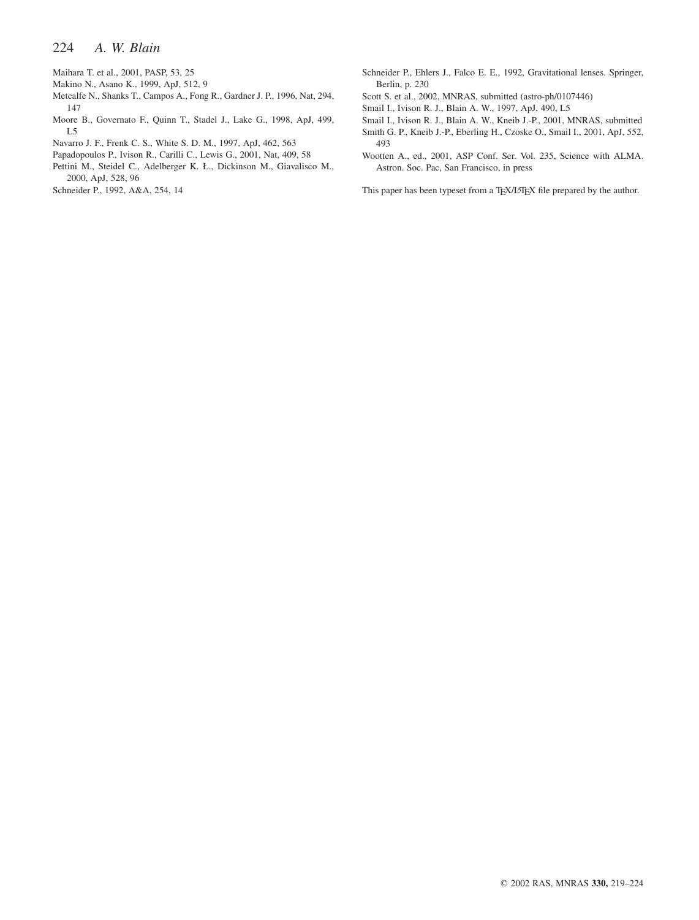Maihara T. et al., 2001, PASP, 53, 25

Makino N., Asano K., 1999, ApJ, 512, 9

Metcalfe N., Shanks T., Campos A., Fong R., Gardner J. P., 1996, Nat, 294, 147

Moore B., Governato F., Quinn T., Stadel J., Lake G., 1998, ApJ, 499, L5

Navarro J. F., Frenk C. S., White S. D. M., 1997, ApJ, 462, 563

Papadopoulos P., Ivison R., Carilli C., Lewis G., 2001, Nat, 409, 58

Pettini M., Steidel C., Adelberger K. Ł., Dickinson M., Giavalisco M., 2000, ApJ, 528, 96

Schneider P., 1992, A&A, 254, 14

Schneider P., Ehlers J., Falco E. E., 1992, Gravitational lenses. Springer, Berlin, p. 230

Scott S. et al., 2002, MNRAS, submitted (astro-ph/0107446)

Smail I., Ivison R. J., Blain A. W., 1997, ApJ, 490, L5

Smail I., Ivison R. J., Blain A. W., Kneib J.-P., 2001, MNRAS, submitted

Smith G. P., Kneib J.-P., Eberling H., Czoske O., Smail I., 2001, ApJ, 552, 493

Wootten A., ed., 2001, ASP Conf. Ser. Vol. 235, Science with ALMA. Astron. Soc. Pac, San Francisco, in press

This paper has been typeset from a TEX/LATEX file prepared by the author.